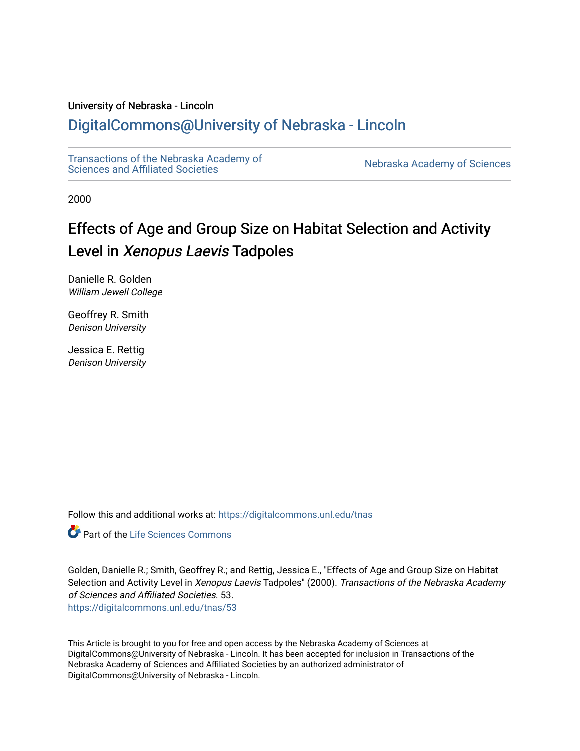University of Nebraska - Lincoln

DigitalCommons@University of Nebraska - Lincoln

Transactions of the Nebraska Academy of Sciences and Affiliated Societies

Nebraska Academy of Sciences

2000

# Effects of Age and Group Size on Habitat Selection and Activity Level in *Xenopus Laevis* Tadpoles

Danielle R. Golden
*William Jewell College*

Geoffrey R. Smith
*Denison University*

Jessica E. Rettig
*Denison University*

Follow this and additional works at: https://digitalcommons.unl.edu/tnas

Part of the Life Sciences Commons

Golden, Danielle R.; Smith, Geoffrey R.; and Rettig, Jessica E., "Effects of Age and Group Size on Habitat Selection and Activity Level in *Xenopus Laevis* Tadpoles" (2000). *Transactions of the Nebraska Academy of Sciences and Affiliated Societies.* 53.
https://digitalcommons.unl.edu/tnas/53

This Article is brought to you for free and open access by the Nebraska Academy of Sciences at DigitalCommons@University of Nebraska - Lincoln. It has been accepted for inclusion in Transactions of the Nebraska Academy of Sciences and Affiliated Societies by an authorized administrator of DigitalCommons@University of Nebraska - Lincoln.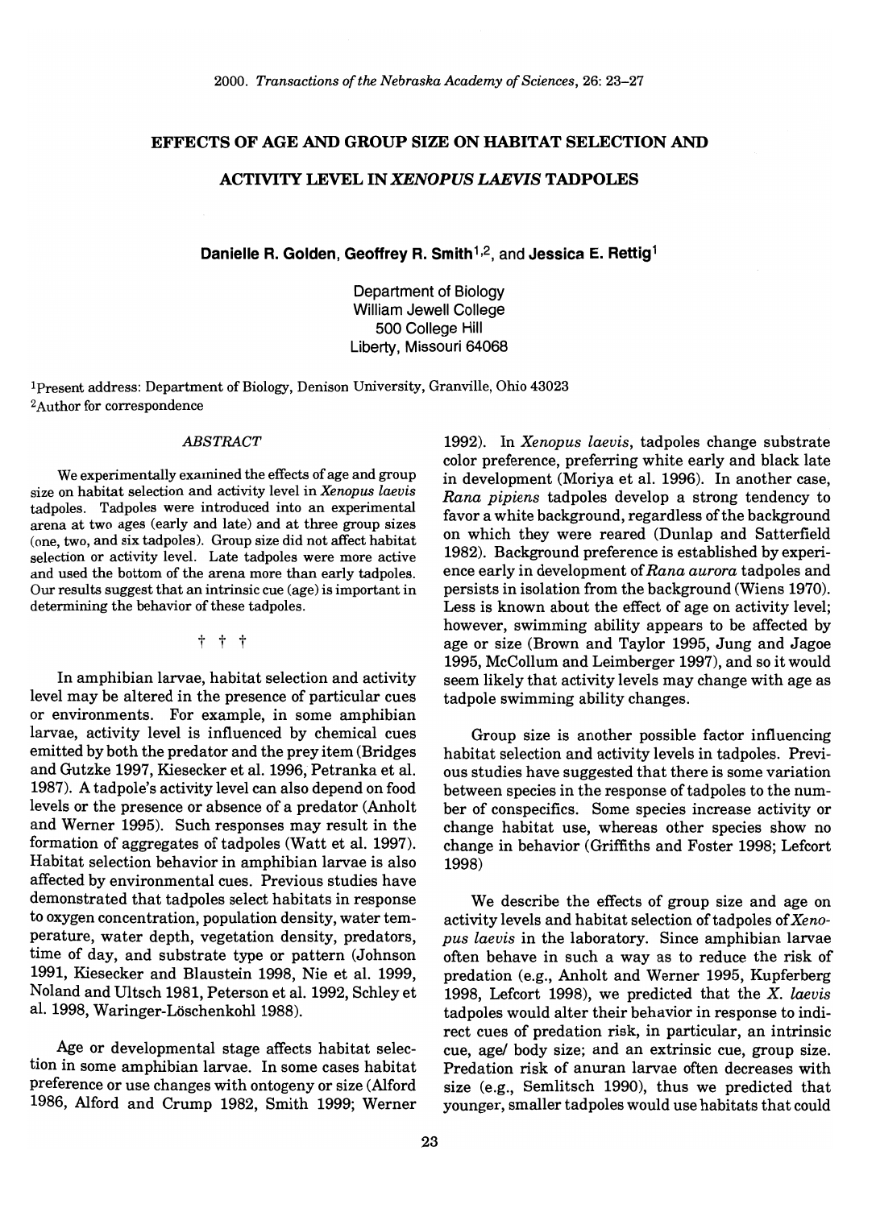# EFFECTS OF AGE AND GROUP SIZE ON HABITAT SELECTION AND ACTIVITY LEVEL IN *XENOPUS LAEVIS* TADPOLES

**Danielle R. Golden, Geoffrey R. Smith[1,2], and Jessica E. Rettig[1]**

Department of Biology
William Jewell College
500 College Hill
Liberty, Missouri 64068

[1]Present address: Department of Biology, Denison University, Granville, Ohio 43023
[2]Author for correspondence

## *ABSTRACT*

We experimentally examined the effects of age and group size on habitat selection and activity level in *Xenopus laevis* tadpoles. Tadpoles were introduced into an experimental arena at two ages (early and late) and at three group sizes (one, two, and six tadpoles). Group size did not affect habitat selection or activity level. Late tadpoles were more active and used the bottom of the arena more than early tadpoles. Our results suggest that an intrinsic cue (age) is important in determining the behavior of these tadpoles.

† † †

In amphibian larvae, habitat selection and activity level may be altered in the presence of particular cues or environments. For example, in some amphibian larvae, activity level is influenced by chemical cues emitted by both the predator and the prey item (Bridges and Gutzke 1997, Kiesecker et al. 1996, Petranka et al. 1987). A tadpole's activity level can also depend on food levels or the presence or absence of a predator (Anholt and Werner 1995). Such responses may result in the formation of aggregates of tadpoles (Watt et al. 1997). Habitat selection behavior in amphibian larvae is also affected by environmental cues. Previous studies have demonstrated that tadpoles select habitats in response to oxygen concentration, population density, water temperature, water depth, vegetation density, predators, time of day, and substrate type or pattern (Johnson 1991, Kiesecker and Blaustein 1998, Nie et al. 1999, Noland and Ultsch 1981, Peterson et al. 1992, Schley et al. 1998, Waringer-Löschenkohl 1988).

Age or developmental stage affects habitat selection in some amphibian larvae. In some cases habitat preference or use changes with ontogeny or size (Alford 1986, Alford and Crump 1982, Smith 1999; Werner 1992). In *Xenopus laevis*, tadpoles change substrate color preference, preferring white early and black late in development (Moriya et al. 1996). In another case, *Rana pipiens* tadpoles develop a strong tendency to favor a white background, regardless of the background on which they were reared (Dunlap and Satterfield 1982). Background preference is established by experience early in development of *Rana aurora* tadpoles and persists in isolation from the background (Wiens 1970). Less is known about the effect of age on activity level; however, swimming ability appears to be affected by age or size (Brown and Taylor 1995, Jung and Jagoe 1995, McCollum and Leimberger 1997), and so it would seem likely that activity levels may change with age as tadpole swimming ability changes.

Group size is another possible factor influencing habitat selection and activity levels in tadpoles. Previous studies have suggested that there is some variation between species in the response of tadpoles to the number of conspecifics. Some species increase activity or change habitat use, whereas other species show no change in behavior (Griffiths and Foster 1998; Lefcort 1998)

We describe the effects of group size and age on activity levels and habitat selection of tadpoles of *Xenopus laevis* in the laboratory. Since amphibian larvae often behave in such a way as to reduce the risk of predation (e.g., Anholt and Werner 1995, Kupferberg 1998, Lefcort 1998), we predicted that the *X. laevis* tadpoles would alter their behavior in response to indirect cues of predation risk, in particular, an intrinsic cue, age/ body size; and an extrinsic cue, group size. Predation risk of anuran larvae often decreases with size (e.g., Semlitsch 1990), thus we predicted that younger, smaller tadpoles would use habitats that could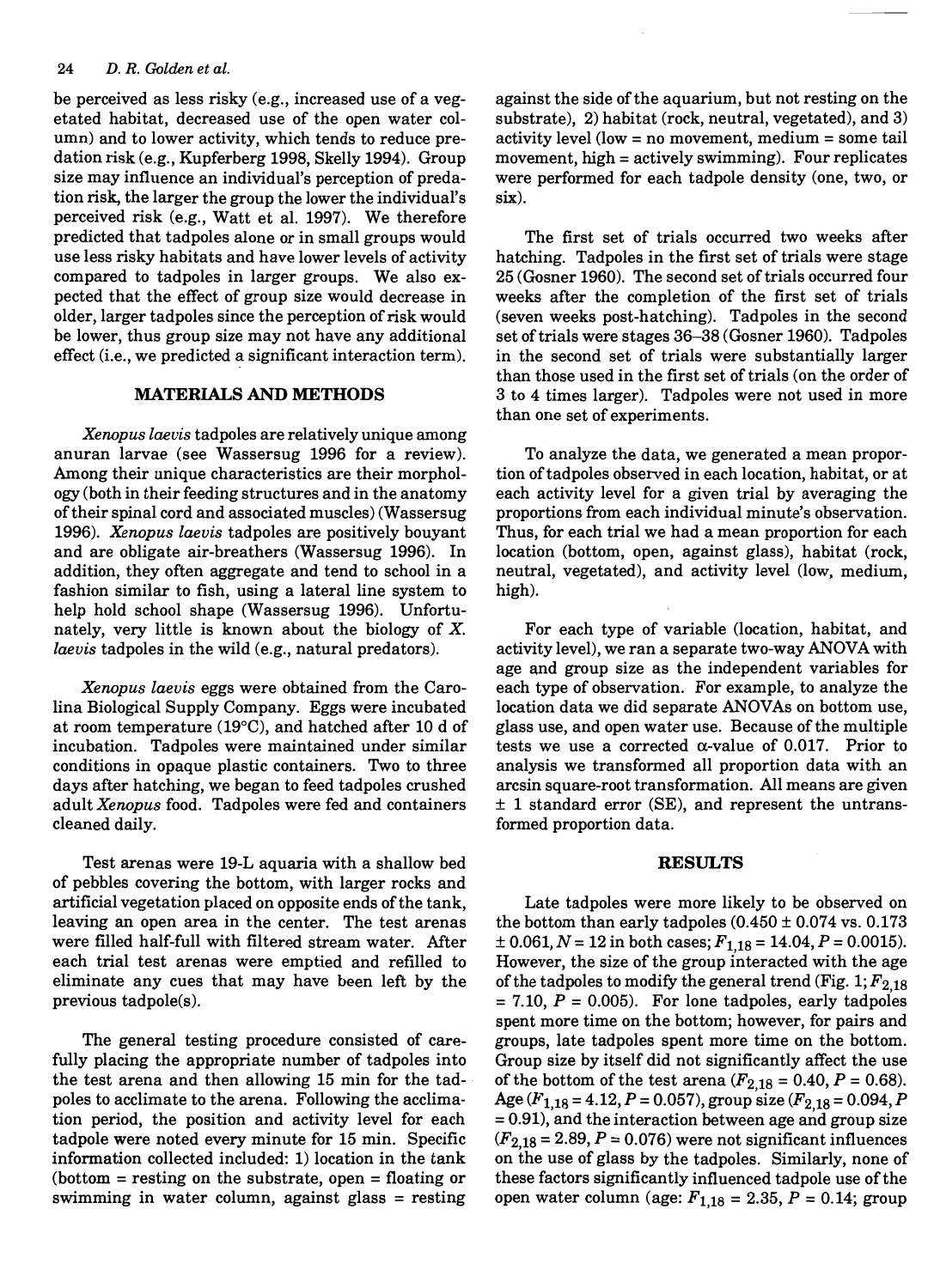be perceived as less risky (e.g., increased use of a vegetated habitat, decreased use of the open water column) and to lower activity, which tends to reduce predation risk (e.g., Kupferberg 1998, Skelly 1994). Group size may influence an individual's perception of predation risk, the larger the group the lower the individual's perceived risk (e.g., Watt et al. 1997). We therefore predicted that tadpoles alone or in small groups would use less risky habitats and have lower levels of activity compared to tadpoles in larger groups. We also expected that the effect of group size would decrease in older, larger tadpoles since the perception of risk would be lower, thus group size may not have any additional effect (i.e., we predicted a significant interaction term).

## MATERIALS AND METHODS

*Xenopus laevis* tadpoles are relatively unique among anuran larvae (see Wassersug 1996 for a review). Among their unique characteristics are their morphology (both in their feeding structures and in the anatomy of their spinal cord and associated muscles) (Wassersug 1996). *Xenopus laevis* tadpoles are positively buoyant and are obligate air-breathers (Wassersug 1996). In addition, they often aggregate and tend to school in a fashion similar to fish, using a lateral line system to help hold school shape (Wassersug 1996). Unfortunately, very little is known about the biology of *X. laevis* tadpoles in the wild (e.g., natural predators).

*Xenopus laevis* eggs were obtained from the Carolina Biological Supply Company. Eggs were incubated at room temperature (19°C), and hatched after 10 d of incubation. Tadpoles were maintained under similar conditions in opaque plastic containers. Two to three days after hatching, we began to feed tadpoles crushed adult *Xenopus* food. Tadpoles were fed and containers cleaned daily.

Test arenas were 19-L aquaria with a shallow bed of pebbles covering the bottom, with larger rocks and artificial vegetation placed on opposite ends of the tank, leaving an open area in the center. The test arenas were filled half-full with filtered stream water. After each trial test arenas were emptied and refilled to eliminate any cues that may have been left by the previous tadpole(s).

The general testing procedure consisted of carefully placing the appropriate number of tadpoles into the test arena and then allowing 15 min for the tadpoles to acclimate to the arena. Following the acclimation period, the position and activity level for each tadpole were noted every minute for 15 min. Specific information collected included: 1) location in the tank (bottom = resting on the substrate, open = floating or swimming in water column, against glass = resting against the side of the aquarium, but not resting on the substrate), 2) habitat (rock, neutral, vegetated), and 3) activity level (low = no movement, medium = some tail movement, high = actively swimming). Four replicates were performed for each tadpole density (one, two, or six).

The first set of trials occurred two weeks after hatching. Tadpoles in the first set of trials were stage 25 (Gosner 1960). The second set of trials occurred four weeks after the completion of the first set of trials (seven weeks post-hatching). Tadpoles in the second set of trials were stages 36–38 (Gosner 1960). Tadpoles in the second set of trials were substantially larger than those used in the first set of trials (on the order of 3 to 4 times larger). Tadpoles were not used in more than one set of experiments.

To analyze the data, we generated a mean proportion of tadpoles observed in each location, habitat, or at each activity level for a given trial by averaging the proportions from each individual minute's observation. Thus, for each trial we had a mean proportion for each location (bottom, open, against glass), habitat (rock, neutral, vegetated), and activity level (low, medium, high).

For each type of variable (location, habitat, and activity level), we ran a separate two-way ANOVA with age and group size as the independent variables for each type of observation. For example, to analyze the location data we did separate ANOVAs on bottom use, glass use, and open water use. Because of the multiple tests we use a corrected $\alpha$-value of 0.017. Prior to analysis we transformed all proportion data with an arcsin square-root transformation. All means are given ± 1 standard error (SE), and represent the untransformed proportion data.

## RESULTS

Late tadpoles were more likely to be observed on the bottom than early tadpoles (0.450 ± 0.074 vs. 0.173 ± 0.061, $N = 12$ in both cases; $F_{1,18} = 14.04$, $P = 0.0015$). However, the size of the group interacted with the age of the tadpoles to modify the general trend (Fig. 1; $F_{2,18} = 7.10$, $P = 0.005$). For lone tadpoles, early tadpoles spent more time on the bottom; however, for pairs and groups, late tadpoles spent more time on the bottom. Group size by itself did not significantly affect the use of the bottom of the test arena ($F_{2,18} = 0.40$, $P = 0.68$). Age ($F_{1,18} = 4.12$, $P = 0.057$), group size ($F_{2,18} = 0.094$, $P = 0.91$), and the interaction between age and group size ($F_{2,18} = 2.89$, $P = 0.076$) were not significant influences on the use of glass by the tadpoles. Similarly, none of these factors significantly influenced tadpole use of the open water column (age: $F_{1,18} = 2.35$, $P = 0.14$; group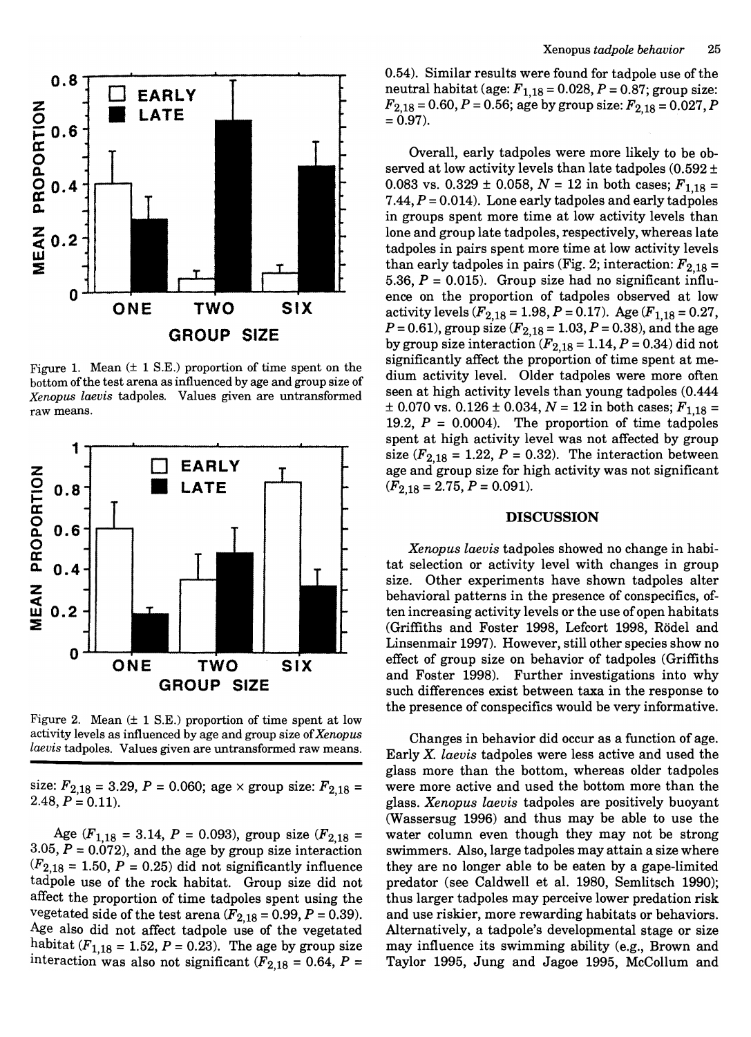Figure 1. Mean (± 1 S.E.) proportion of time spent on the bottom of the test arena as influenced by age and group size of *Xenopus laevis* tadpoles. Values given are untransformed raw means.

Figure 2. Mean (± 1 S.E.) proportion of time spent at low activity levels as influenced by age and group size of *Xenopus laevis* tadpoles. Values given are untransformed raw means.

size: $F_{2,18} = 3.29$, $P = 0.060$; age × group size: $F_{2,18} = 2.48$, $P = 0.11$).

Age ($F_{1,18} = 3.14$, $P = 0.093$), group size ($F_{2,18} = 3.05$, $P = 0.072$), and the age by group size interaction ($F_{2,18} = 1.50$, $P = 0.25$) did not significantly influence tadpole use of the rock habitat. Group size did not affect the proportion of time tadpoles spent using the vegetated side of the test arena ($F_{2,18} = 0.99$, $P = 0.39$). Age also did not affect tadpole use of the vegetated habitat ($F_{1,18} = 1.52$, $P = 0.23$). The age by group size interaction was also not significant ($F_{2,18} = 0.64$, $P = 0.54$). Similar results were found for tadpole use of the neutral habitat (age: $F_{1,18} = 0.028$, $P = 0.87$; group size: $F_{2,18} = 0.60$, $P = 0.56$; age by group size: $F_{2,18} = 0.027$, $P = 0.97$).

Overall, early tadpoles were more likely to be observed at low activity levels than late tadpoles (0.592 ± 0.083 vs. 0.329 ± 0.058, $N = 12$ in both cases; $F_{1,18} = 7.44$, $P = 0.014$). Lone early tadpoles and early tadpoles in groups spent more time at low activity levels than lone and group late tadpoles, respectively, whereas late tadpoles in pairs spent more time at low activity levels than early tadpoles in pairs (Fig. 2; interaction: $F_{2,18} = 5.36$, $P = 0.015$). Group size had no significant influence on the proportion of tadpoles observed at low activity levels ($F_{2,18} = 1.98$, $P = 0.17$). Age ($F_{1,18} = 0.27$, $P = 0.61$), group size ($F_{2,18} = 1.03$, $P = 0.38$), and the age by group size interaction ($F_{2,18} = 1.14$, $P = 0.34$) did not significantly affect the proportion of time spent at medium activity level. Older tadpoles were more often seen at high activity levels than young tadpoles (0.444 ± 0.070 vs. 0.126 ± 0.034, $N = 12$ in both cases; $F_{1,18} = 19.2$, $P = 0.0004$). The proportion of time tadpoles spent at high activity level was not affected by group size ($F_{2,18} = 1.22$, $P = 0.32$). The interaction between age and group size for high activity was not significant ($F_{2,18} = 2.75$, $P = 0.091$).

## DISCUSSION

*Xenopus laevis* tadpoles showed no change in habitat selection or activity level with changes in group size. Other experiments have shown tadpoles alter behavioral patterns in the presence of conspecifics, often increasing activity levels or the use of open habitats (Griffiths and Foster 1998, Lefcort 1998, Rödel and Linsenmair 1997). However, still other species show no effect of group size on behavior of tadpoles (Griffiths and Foster 1998). Further investigations into why such differences exist between taxa in the response to the presence of conspecifics would be very informative.

Changes in behavior did occur as a function of age. Early *X. laevis* tadpoles were less active and used the glass more than the bottom, whereas older tadpoles were more active and used the bottom more than the glass. *Xenopus laevis* tadpoles are positively buoyant (Wassersug 1996) and thus may be able to use the water column even though they may not be strong swimmers. Also, large tadpoles may attain a size where they are no longer able to be eaten by a gape-limited predator (see Caldwell et al. 1980, Semlitsch 1990); thus larger tadpoles may perceive lower predation risk and use riskier, more rewarding habitats or behaviors. Alternatively, a tadpole's developmental stage or size may influence its swimming ability (e.g., Brown and Taylor 1995, Jung and Jagoe 1995, McCollum and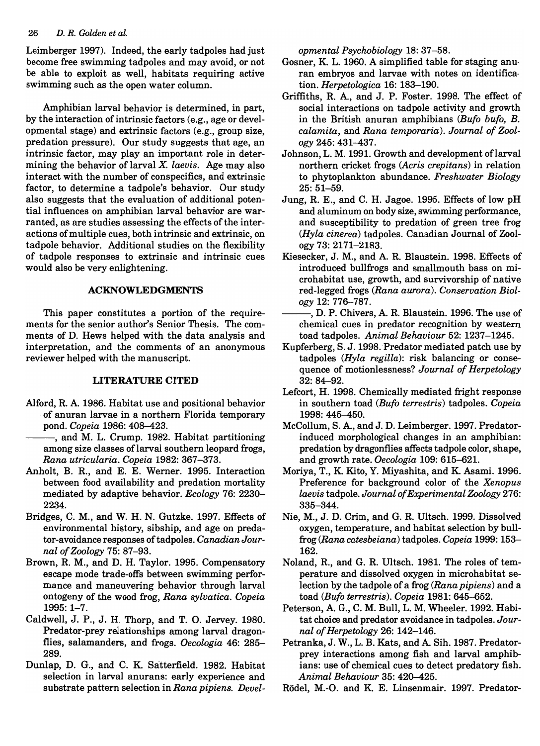Leimberger 1997). Indeed, the early tadpoles had just become free swimming tadpoles and may avoid, or not be able to exploit as well, habitats requiring active swimming such as the open water column.

Amphibian larval behavior is determined, in part, by the interaction of intrinsic factors (e.g., age or developmental stage) and extrinsic factors (e.g., group size, predation pressure). Our study suggests that age, an intrinsic factor, may play an important role in determining the behavior of larval *X. laevis*. Age may also interact with the number of conspecifics, and extrinsic factor, to determine a tadpole's behavior. Our study also suggests that the evaluation of additional potential influences on amphibian larval behavior are warranted, as are studies assessing the effects of the interactions of multiple cues, both intrinsic and extrinsic, on tadpole behavior. Additional studies on the flexibility of tadpole responses to extrinsic and intrinsic cues would also be very enlightening.

## ACKNOWLEDGMENTS

This paper constitutes a portion of the requirements for the senior author's Senior Thesis. The comments of D. Hews helped with the data analysis and interpretation, and the comments of an anonymous reviewer helped with the manuscript.

## LITERATURE CITED

Alford, R. A. 1986. Habitat use and positional behavior of anuran larvae in a northern Florida temporary pond. *Copeia* 1986: 408–423.

———, and M. L. Crump. 1982. Habitat partitioning among size classes of larval southern leopard frogs, *Rana utricularia*. *Copeia* 1982: 367–373.

Anholt, B. R., and E. E. Werner. 1995. Interaction between food availability and predation mortality mediated by adaptive behavior. *Ecology* 76: 2230–2234.

Bridges, C. M., and W. H. N. Gutzke. 1997. Effects of environmental history, sibship, and age on predator-avoidance responses of tadpoles. *Canadian Journal of Zoology* 75: 87–93.

Brown, R. M., and D. H. Taylor. 1995. Compensatory escape mode trade-offs between swimming performance and maneuvering behavior through larval ontogeny of the wood frog, *Rana sylvatica*. *Copeia* 1995: 1–7.

Caldwell, J. P., J. H. Thorp, and T. O. Jervey. 1980. Predator-prey relationships among larval dragonflies, salamanders, and frogs. *Oecologia* 46: 285–289.

Dunlap, D. G., and C. K. Satterfield. 1982. Habitat selection in larval anurans: early experience and substrate pattern selection in *Rana pipiens*. *Developmental Psychobiology* 18: 37–58.

Gosner, K. L. 1960. A simplified table for staging anuran embryos and larvae with notes on identification. *Herpetologica* 16: 183–190.

Griffiths, R. A., and J. P. Foster. 1998. The effect of social interactions on tadpole activity and growth in the British anuran amphibians (*Bufo bufo, B. calamita*, and *Rana temporaria*). *Journal of Zoology* 245: 431–437.

Johnson, L. M. 1991. Growth and development of larval northern cricket frogs (*Acris crepitans*) in relation to phytoplankton abundance. *Freshwater Biology* 25: 51–59.

Jung, R. E., and C. H. Jagoe. 1995. Effects of low pH and aluminum on body size, swimming performance, and susceptibility to predation of green tree frog (*Hyla cinerea*) tadpoles. Canadian Journal of Zoology 73: 2171–2183.

Kiesecker, J. M., and A. R. Blaustein. 1998. Effects of introduced bullfrogs and smallmouth bass on microhabitat use, growth, and survivorship of native red-legged frogs (*Rana aurora*). *Conservation Biology* 12: 776–787.

———, D. P. Chivers, A. R. Blaustein. 1996. The use of chemical cues in predator recognition by western toad tadpoles. *Animal Behaviour* 52: 1237–1245.

Kupferberg, S. J. 1998. Predator mediated patch use by tadpoles (*Hyla regilla*): risk balancing or consequence of motionlessness? *Journal of Herpetology* 32: 84–92.

Lefcort, H. 1998. Chemically mediated fright response in southern toad (*Bufo terrestris*) tadpoles. *Copeia* 1998: 445–450.

McCollum, S. A., and J. D. Leimberger. 1997. Predator-induced morphological changes in an amphibian: predation by dragonflies affects tadpole color, shape, and growth rate. *Oecologia* 109: 615–621.

Moriya, T., K. Kito, Y. Miyashita, and K. Asami. 1996. Preference for background color of the *Xenopus laevis* tadpole. *Journal of Experimental Zoology* 276: 335–344.

Nie, M., J. D. Crim, and G. R. Ultsch. 1999. Dissolved oxygen, temperature, and habitat selection by bullfrog (*Rana catesbeiana*) tadpoles. *Copeia* 1999: 153–162.

Noland, R., and G. R. Ultsch. 1981. The roles of temperature and dissolved oxygen in microhabitat selection by the tadpole of a frog (*Rana pipiens*) and a toad (*Bufo terrestris*). *Copeia* 1981: 645–652.

Peterson, A. G., C. M. Bull, L. M. Wheeler. 1992. Habitat choice and predator avoidance in tadpoles. *Journal of Herpetology* 26: 142–146.

Petranka, J. W., L. B. Kats, and A. Sih. 1987. Predator-prey interactions among fish and larval amphibians: use of chemical cues to detect predatory fish. *Animal Behaviour* 35: 420–425.

Rödel, M.-O. and K. E. Linsenmair. 1997. Predator-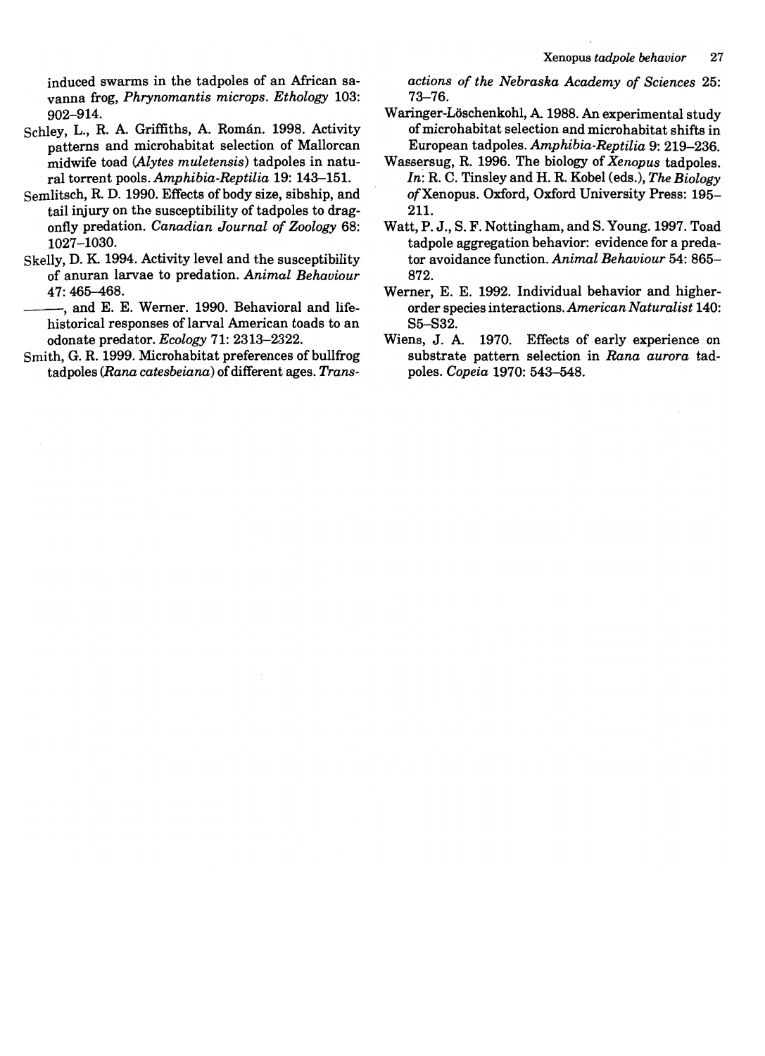induced swarms in the tadpoles of an African savanna frog, *Phrynomantis microps*. *Ethology* 103: 902–914.

Schley, L., R. A. Griffiths, A. Román. 1998. Activity patterns and microhabitat selection of Mallorcan midwife toad (*Alytes muletensis*) tadpoles in natural torrent pools. *Amphibia-Reptilia* 19: 143–151.

Semlitsch, R. D. 1990. Effects of body size, sibship, and tail injury on the susceptibility of tadpoles to dragonfly predation. *Canadian Journal of Zoology* 68: 1027–1030.

Skelly, D. K. 1994. Activity level and the susceptibility of anuran larvae to predation. *Animal Behaviour* 47: 465–468.

———, and E. E. Werner. 1990. Behavioral and life-historical responses of larval American toads to an odonate predator. *Ecology* 71: 2313–2322.

Smith, G. R. 1999. Microhabitat preferences of bullfrog tadpoles (*Rana catesbeiana*) of different ages. *Transactions of the Nebraska Academy of Sciences* 25: 73–76.

Waringer-Löschenkohl, A. 1988. An experimental study of microhabitat selection and microhabitat shifts in European tadpoles. *Amphibia-Reptilia* 9: 219–236.

Wassersug, R. 1996. The biology of *Xenopus* tadpoles. *In*: R. C. Tinsley and H. R. Kobel (eds.), *The Biology of* Xenopus. Oxford, Oxford University Press: 195–211.

Watt, P. J., S. F. Nottingham, and S. Young. 1997. Toad tadpole aggregation behavior: evidence for a predator avoidance function. *Animal Behaviour* 54: 865–872.

Werner, E. E. 1992. Individual behavior and higher-order species interactions. *American Naturalist* 140: S5–S32.

Wiens, J. A. 1970. Effects of early experience on substrate pattern selection in *Rana aurora* tadpoles. *Copeia* 1970: 543–548.